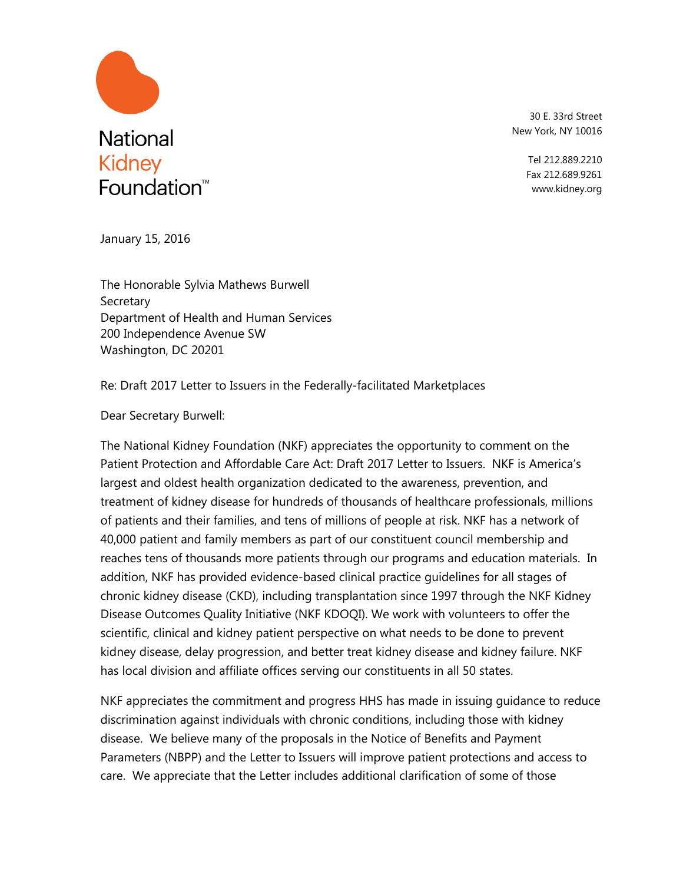National Kidney Foundation™

30 E. 33rd Street
New York, NY 10016

Tel 212.889.2210
Fax 212.689.9261
www.kidney.org

January 15, 2016

The Honorable Sylvia Mathews Burwell
Secretary
Department of Health and Human Services
200 Independence Avenue SW
Washington, DC 20201

Re: Draft 2017 Letter to Issuers in the Federally-facilitated Marketplaces

Dear Secretary Burwell:

The National Kidney Foundation (NKF) appreciates the opportunity to comment on the Patient Protection and Affordable Care Act: Draft 2017 Letter to Issuers. NKF is America's largest and oldest health organization dedicated to the awareness, prevention, and treatment of kidney disease for hundreds of thousands of healthcare professionals, millions of patients and their families, and tens of millions of people at risk. NKF has a network of 40,000 patient and family members as part of our constituent council membership and reaches tens of thousands more patients through our programs and education materials. In addition, NKF has provided evidence-based clinical practice guidelines for all stages of chronic kidney disease (CKD), including transplantation since 1997 through the NKF Kidney Disease Outcomes Quality Initiative (NKF KDOQI). We work with volunteers to offer the scientific, clinical and kidney patient perspective on what needs to be done to prevent kidney disease, delay progression, and better treat kidney disease and kidney failure. NKF has local division and affiliate offices serving our constituents in all 50 states.

NKF appreciates the commitment and progress HHS has made in issuing guidance to reduce discrimination against individuals with chronic conditions, including those with kidney disease. We believe many of the proposals in the Notice of Benefits and Payment Parameters (NBPP) and the Letter to Issuers will improve patient protections and access to care. We appreciate that the Letter includes additional clarification of some of those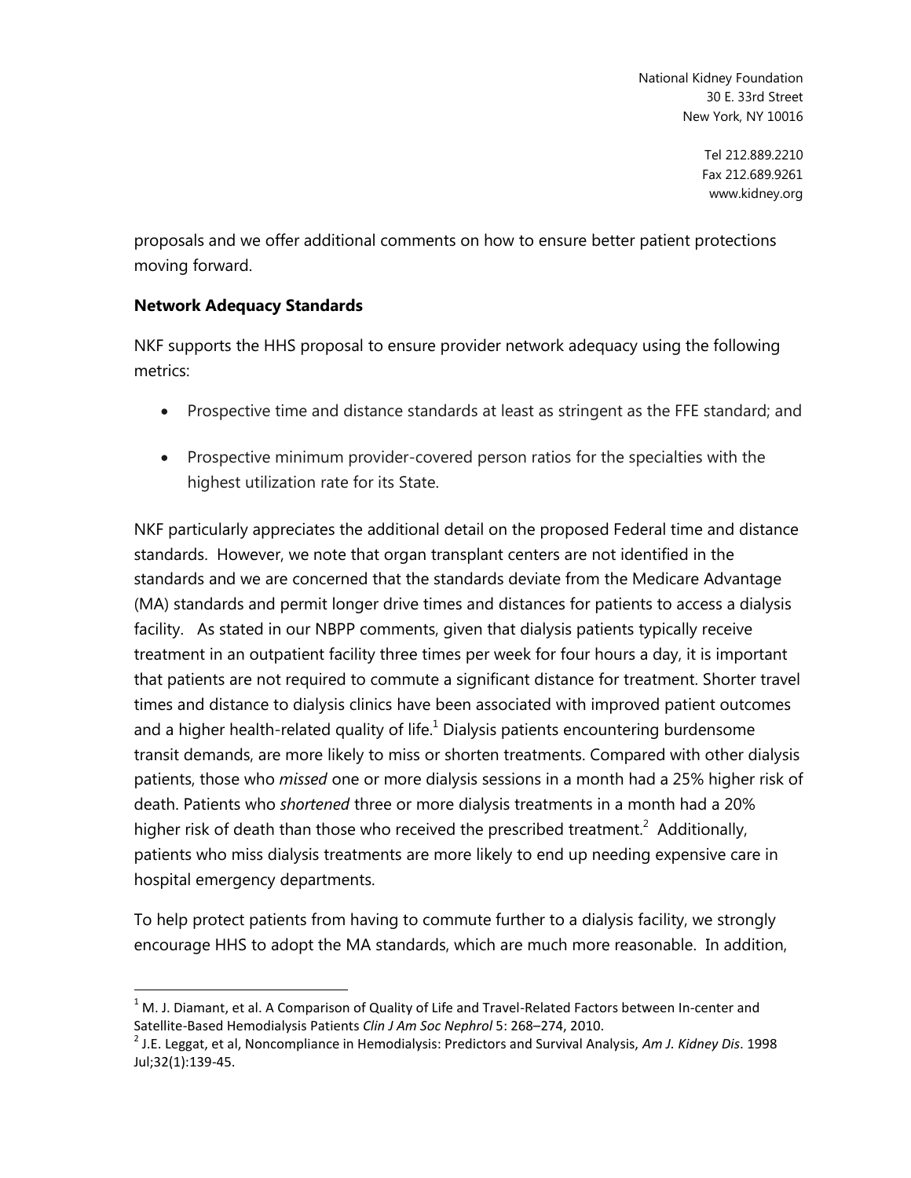proposals and we offer additional comments on how to ensure better patient protections moving forward.

**Network Adequacy Standards**

NKF supports the HHS proposal to ensure provider network adequacy using the following metrics:

- Prospective time and distance standards at least as stringent as the FFE standard; and
- Prospective minimum provider-covered person ratios for the specialties with the highest utilization rate for its State.

NKF particularly appreciates the additional detail on the proposed Federal time and distance standards. However, we note that organ transplant centers are not identified in the standards and we are concerned that the standards deviate from the Medicare Advantage (MA) standards and permit longer drive times and distances for patients to access a dialysis facility. As stated in our NBPP comments, given that dialysis patients typically receive treatment in an outpatient facility three times per week for four hours a day, it is important that patients are not required to commute a significant distance for treatment. Shorter travel times and distance to dialysis clinics have been associated with improved patient outcomes and a higher health-related quality of life.[1] Dialysis patients encountering burdensome transit demands, are more likely to miss or shorten treatments. Compared with other dialysis patients, those who *missed* one or more dialysis sessions in a month had a 25% higher risk of death. Patients who *shortened* three or more dialysis treatments in a month had a 20% higher risk of death than those who received the prescribed treatment.[2] Additionally, patients who miss dialysis treatments are more likely to end up needing expensive care in hospital emergency departments.

To help protect patients from having to commute further to a dialysis facility, we strongly encourage HHS to adopt the MA standards, which are much more reasonable. In addition,

[1] M. J. Diamant, et al. A Comparison of Quality of Life and Travel-Related Factors between In-center and Satellite-Based Hemodialysis Patients *Clin J Am Soc Nephrol* 5: 268–274, 2010.

[2] J.E. Leggat, et al, Noncompliance in Hemodialysis: Predictors and Survival Analysis, *Am J. Kidney Dis*. 1998 Jul;32(1):139-45.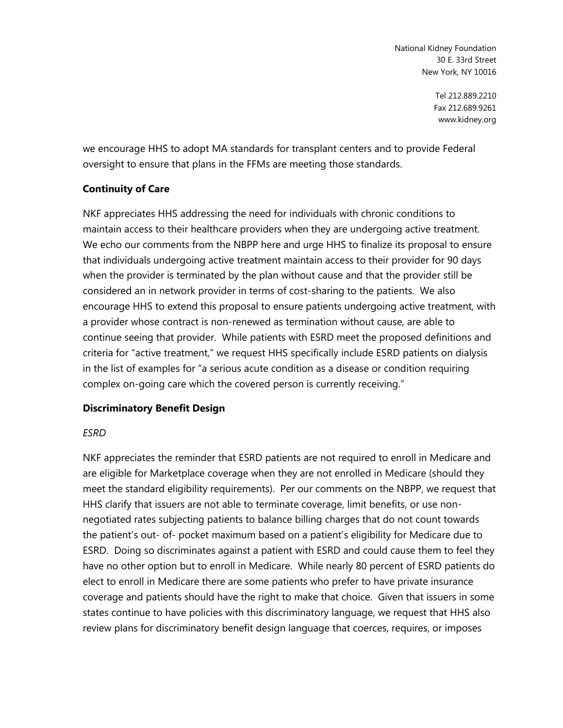we encourage HHS to adopt MA standards for transplant centers and to provide Federal oversight to ensure that plans in the FFMs are meeting those standards.

**Continuity of Care**

NKF appreciates HHS addressing the need for individuals with chronic conditions to maintain access to their healthcare providers when they are undergoing active treatment. We echo our comments from the NBPP here and urge HHS to finalize its proposal to ensure that individuals undergoing active treatment maintain access to their provider for 90 days when the provider is terminated by the plan without cause and that the provider still be considered an in network provider in terms of cost-sharing to the patients. We also encourage HHS to extend this proposal to ensure patients undergoing active treatment, with a provider whose contract is non-renewed as termination without cause, are able to continue seeing that provider. While patients with ESRD meet the proposed definitions and criteria for "active treatment," we request HHS specifically include ESRD patients on dialysis in the list of examples for "a serious acute condition as a disease or condition requiring complex on-going care which the covered person is currently receiving."

**Discriminatory Benefit Design**

*ESRD*

NKF appreciates the reminder that ESRD patients are not required to enroll in Medicare and are eligible for Marketplace coverage when they are not enrolled in Medicare (should they meet the standard eligibility requirements). Per our comments on the NBPP, we request that HHS clarify that issuers are not able to terminate coverage, limit benefits, or use non-negotiated rates subjecting patients to balance billing charges that do not count towards the patient's out- of- pocket maximum based on a patient's eligibility for Medicare due to ESRD. Doing so discriminates against a patient with ESRD and could cause them to feel they have no other option but to enroll in Medicare. While nearly 80 percent of ESRD patients do elect to enroll in Medicare there are some patients who prefer to have private insurance coverage and patients should have the right to make that choice. Given that issuers in some states continue to have policies with this discriminatory language, we request that HHS also review plans for discriminatory benefit design language that coerces, requires, or imposes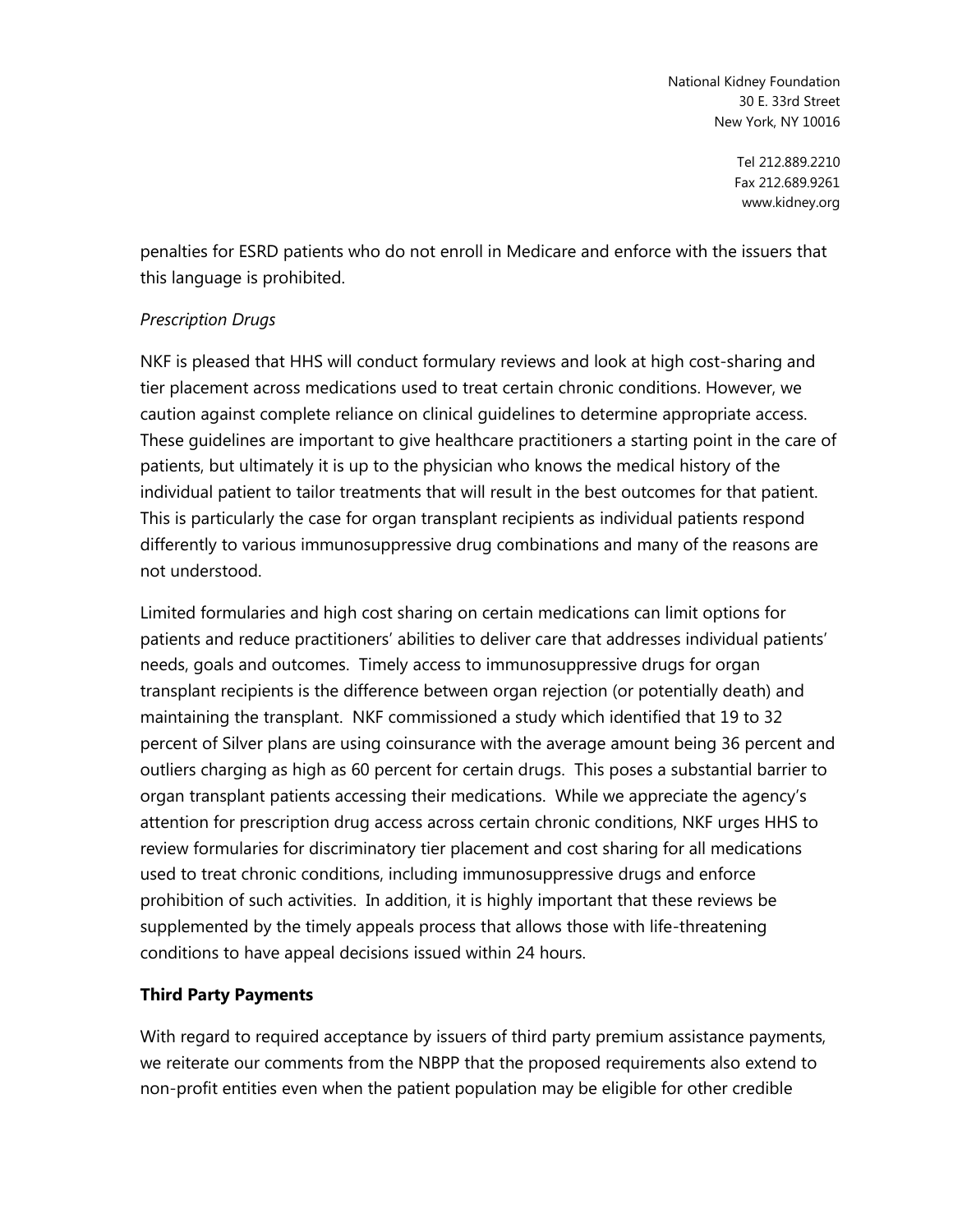penalties for ESRD patients who do not enroll in Medicare and enforce with the issuers that this language is prohibited.

*Prescription Drugs*

NKF is pleased that HHS will conduct formulary reviews and look at high cost-sharing and tier placement across medications used to treat certain chronic conditions. However, we caution against complete reliance on clinical guidelines to determine appropriate access. These guidelines are important to give healthcare practitioners a starting point in the care of patients, but ultimately it is up to the physician who knows the medical history of the individual patient to tailor treatments that will result in the best outcomes for that patient. This is particularly the case for organ transplant recipients as individual patients respond differently to various immunosuppressive drug combinations and many of the reasons are not understood.

Limited formularies and high cost sharing on certain medications can limit options for patients and reduce practitioners' abilities to deliver care that addresses individual patients' needs, goals and outcomes. Timely access to immunosuppressive drugs for organ transplant recipients is the difference between organ rejection (or potentially death) and maintaining the transplant. NKF commissioned a study which identified that 19 to 32 percent of Silver plans are using coinsurance with the average amount being 36 percent and outliers charging as high as 60 percent for certain drugs. This poses a substantial barrier to organ transplant patients accessing their medications. While we appreciate the agency's attention for prescription drug access across certain chronic conditions, NKF urges HHS to review formularies for discriminatory tier placement and cost sharing for all medications used to treat chronic conditions, including immunosuppressive drugs and enforce prohibition of such activities. In addition, it is highly important that these reviews be supplemented by the timely appeals process that allows those with life-threatening conditions to have appeal decisions issued within 24 hours.

**Third Party Payments**

With regard to required acceptance by issuers of third party premium assistance payments, we reiterate our comments from the NBPP that the proposed requirements also extend to non-profit entities even when the patient population may be eligible for other credible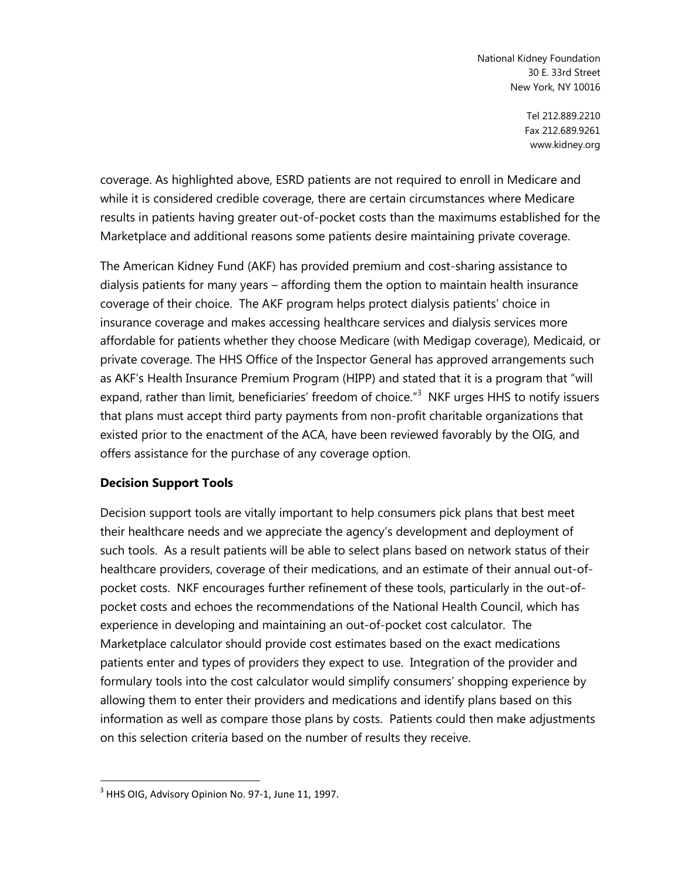coverage. As highlighted above, ESRD patients are not required to enroll in Medicare and while it is considered credible coverage, there are certain circumstances where Medicare results in patients having greater out-of-pocket costs than the maximums established for the Marketplace and additional reasons some patients desire maintaining private coverage.

The American Kidney Fund (AKF) has provided premium and cost-sharing assistance to dialysis patients for many years – affording them the option to maintain health insurance coverage of their choice. The AKF program helps protect dialysis patients' choice in insurance coverage and makes accessing healthcare services and dialysis services more affordable for patients whether they choose Medicare (with Medigap coverage), Medicaid, or private coverage. The HHS Office of the Inspector General has approved arrangements such as AKF's Health Insurance Premium Program (HIPP) and stated that it is a program that "will expand, rather than limit, beneficiaries' freedom of choice."[3] NKF urges HHS to notify issuers that plans must accept third party payments from non-profit charitable organizations that existed prior to the enactment of the ACA, have been reviewed favorably by the OIG, and offers assistance for the purchase of any coverage option.

**Decision Support Tools**

Decision support tools are vitally important to help consumers pick plans that best meet their healthcare needs and we appreciate the agency's development and deployment of such tools. As a result patients will be able to select plans based on network status of their healthcare providers, coverage of their medications, and an estimate of their annual out-of-pocket costs. NKF encourages further refinement of these tools, particularly in the out-of-pocket costs and echoes the recommendations of the National Health Council, which has experience in developing and maintaining an out-of-pocket cost calculator. The Marketplace calculator should provide cost estimates based on the exact medications patients enter and types of providers they expect to use. Integration of the provider and formulary tools into the cost calculator would simplify consumers' shopping experience by allowing them to enter their providers and medications and identify plans based on this information as well as compare those plans by costs. Patients could then make adjustments on this selection criteria based on the number of results they receive.

[3] HHS OIG, Advisory Opinion No. 97-1, June 11, 1997.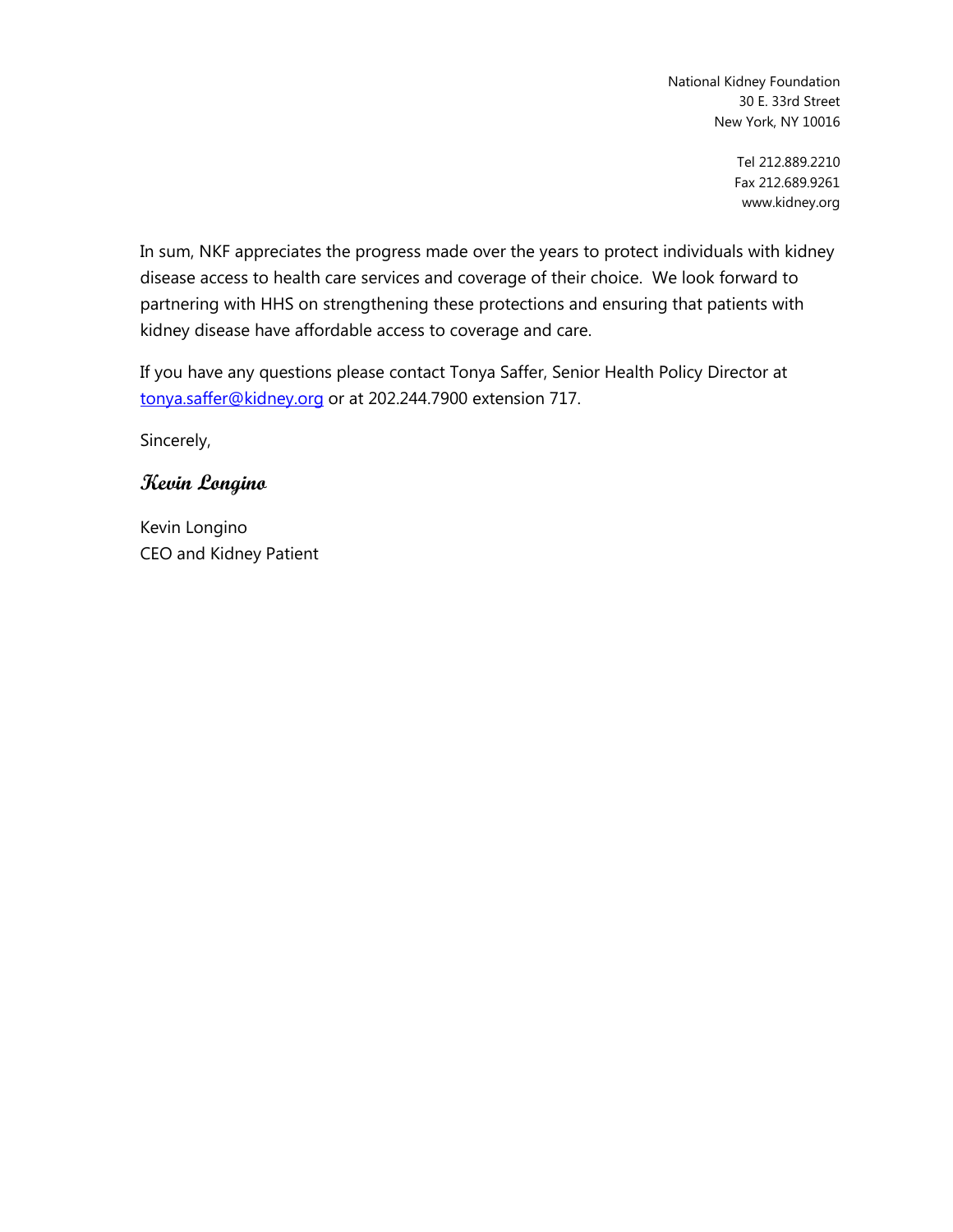National Kidney Foundation
30 E. 33rd Street
New York, NY 10016

Tel 212.889.2210
Fax 212.689.9261
www.kidney.org

In sum, NKF appreciates the progress made over the years to protect individuals with kidney disease access to health care services and coverage of their choice. We look forward to partnering with HHS on strengthening these protections and ensuring that patients with kidney disease have affordable access to coverage and care.

If you have any questions please contact Tonya Saffer, Senior Health Policy Director at [tonya.saffer@kidney.org](mailto:tonya.saffer@kidney.org) or at 202.244.7900 extension 717.

Sincerely,

*Kevin Longino*

Kevin Longino
CEO and Kidney Patient